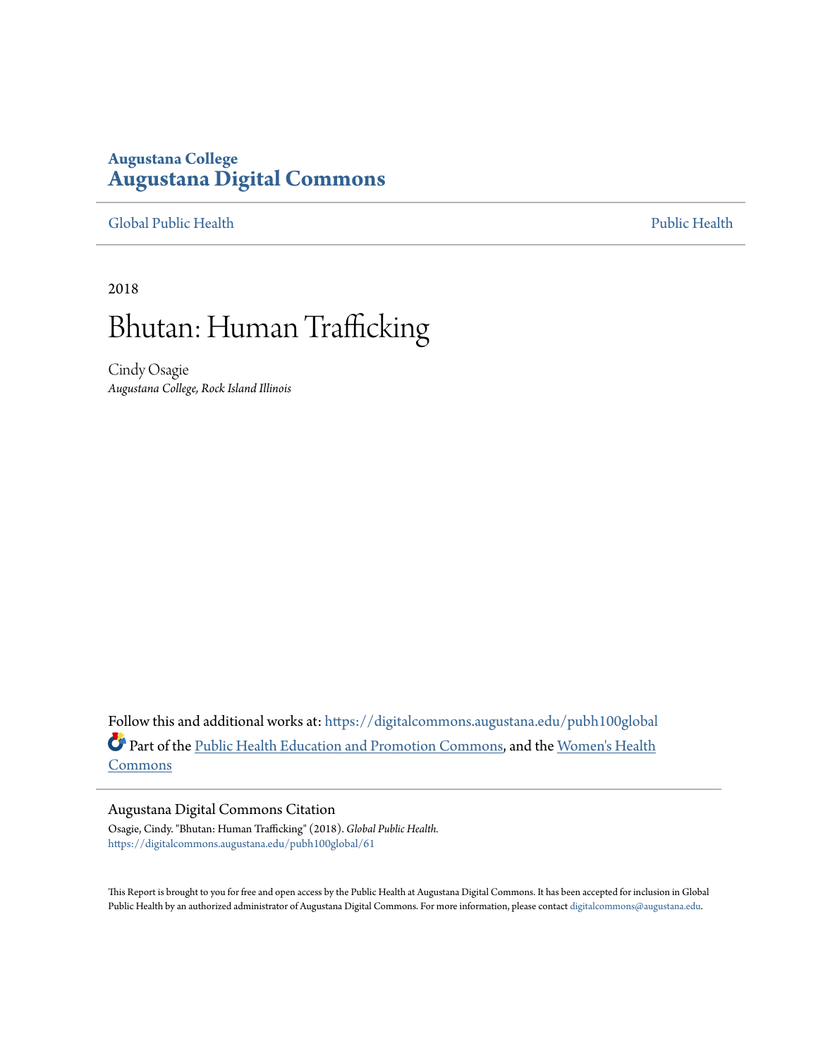**Augustana College**
**Augustana Digital Commons**

Global Public Health | Public Health

2018

# Bhutan: Human Trafficking

Cindy Osagie
*Augustana College, Rock Island Illinois*

Follow this and additional works at: https://digitalcommons.augustana.edu/pubh100global

Part of the Public Health Education and Promotion Commons, and the Women's Health Commons

## Augustana Digital Commons Citation

Osagie, Cindy. "Bhutan: Human Trafficking" (2018). *Global Public Health.*
https://digitalcommons.augustana.edu/pubh100global/61

This Report is brought to you for free and open access by the Public Health at Augustana Digital Commons. It has been accepted for inclusion in Global Public Health by an authorized administrator of Augustana Digital Commons. For more information, please contact digitalcommons@augustana.edu.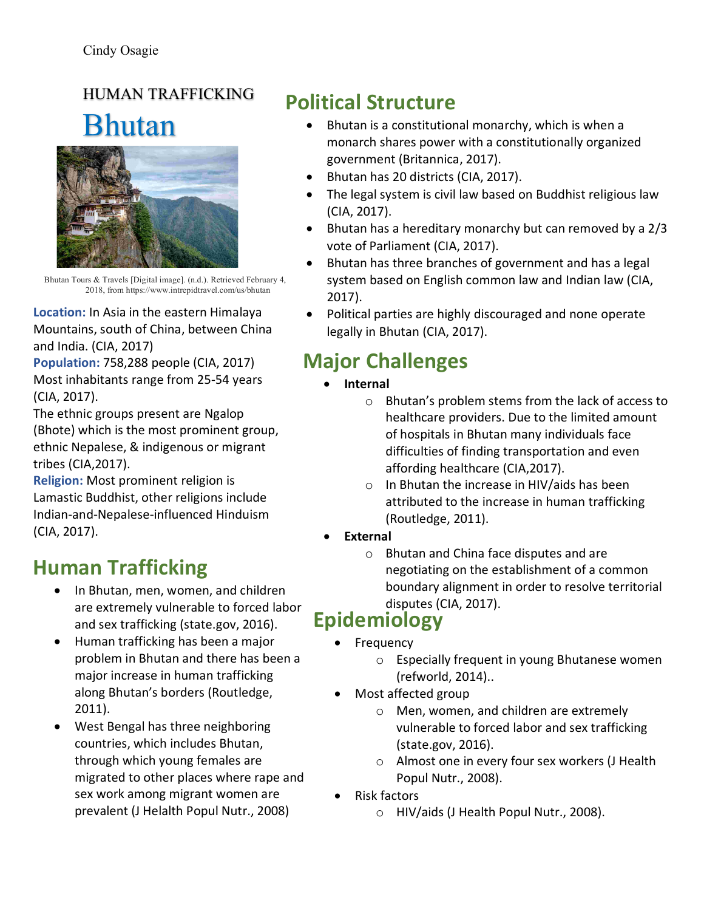Cindy Osagie

HUMAN TRAFFICKING

# Bhutan

Bhutan Tours & Travels [Digital image]. (n.d.). Retrieved February 4, 2018, from https://www.intrepidtravel.com/us/bhutan

**Location:** In Asia in the eastern Himalaya Mountains, south of China, between China and India. (CIA, 2017)
**Population:** 758,288 people (CIA, 2017) Most inhabitants range from 25-54 years (CIA, 2017).
The ethnic groups present are Ngalop (Bhote) which is the most prominent group, ethnic Nepalese, & indigenous or migrant tribes (CIA,2017).
**Religion:** Most prominent religion is Lamastic Buddhist, other religions include Indian-and-Nepalese-influenced Hinduism (CIA, 2017).

## Human Trafficking

- In Bhutan, men, women, and children are extremely vulnerable to forced labor and sex trafficking (state.gov, 2016).
- Human trafficking has been a major problem in Bhutan and there has been a major increase in human trafficking along Bhutan's borders (Routledge, 2011).
- West Bengal has three neighboring countries, which includes Bhutan, through which young females are migrated to other places where rape and sex work among migrant women are prevalent (J Helalth Popul Nutr., 2008)

## Political Structure

- Bhutan is a constitutional monarchy, which is when a monarch shares power with a constitutionally organized government (Britannica, 2017).
- Bhutan has 20 districts (CIA, 2017).
- The legal system is civil law based on Buddhist religious law (CIA, 2017).
- Bhutan has a hereditary monarchy but can removed by a 2/3 vote of Parliament (CIA, 2017).
- Bhutan has three branches of government and has a legal system based on English common law and Indian law (CIA, 2017).
- Political parties are highly discouraged and none operate legally in Bhutan (CIA, 2017).

## Major Challenges

- **Internal**
  - Bhutan's problem stems from the lack of access to healthcare providers. Due to the limited amount of hospitals in Bhutan many individuals face difficulties of finding transportation and even affording healthcare (CIA,2017).
  - In Bhutan the increase in HIV/aids has been attributed to the increase in human trafficking (Routledge, 2011).
- **External**
  - Bhutan and China face disputes and are negotiating on the establishment of a common boundary alignment in order to resolve territorial disputes (CIA, 2017).

## Epidemiology

- Frequency
  - Especially frequent in young Bhutanese women (refworld, 2014)..
- Most affected group
  - Men, women, and children are extremely vulnerable to forced labor and sex trafficking (state.gov, 2016).
  - Almost one in every four sex workers (J Health Popul Nutr., 2008).
- Risk factors
  - HIV/aids (J Health Popul Nutr., 2008).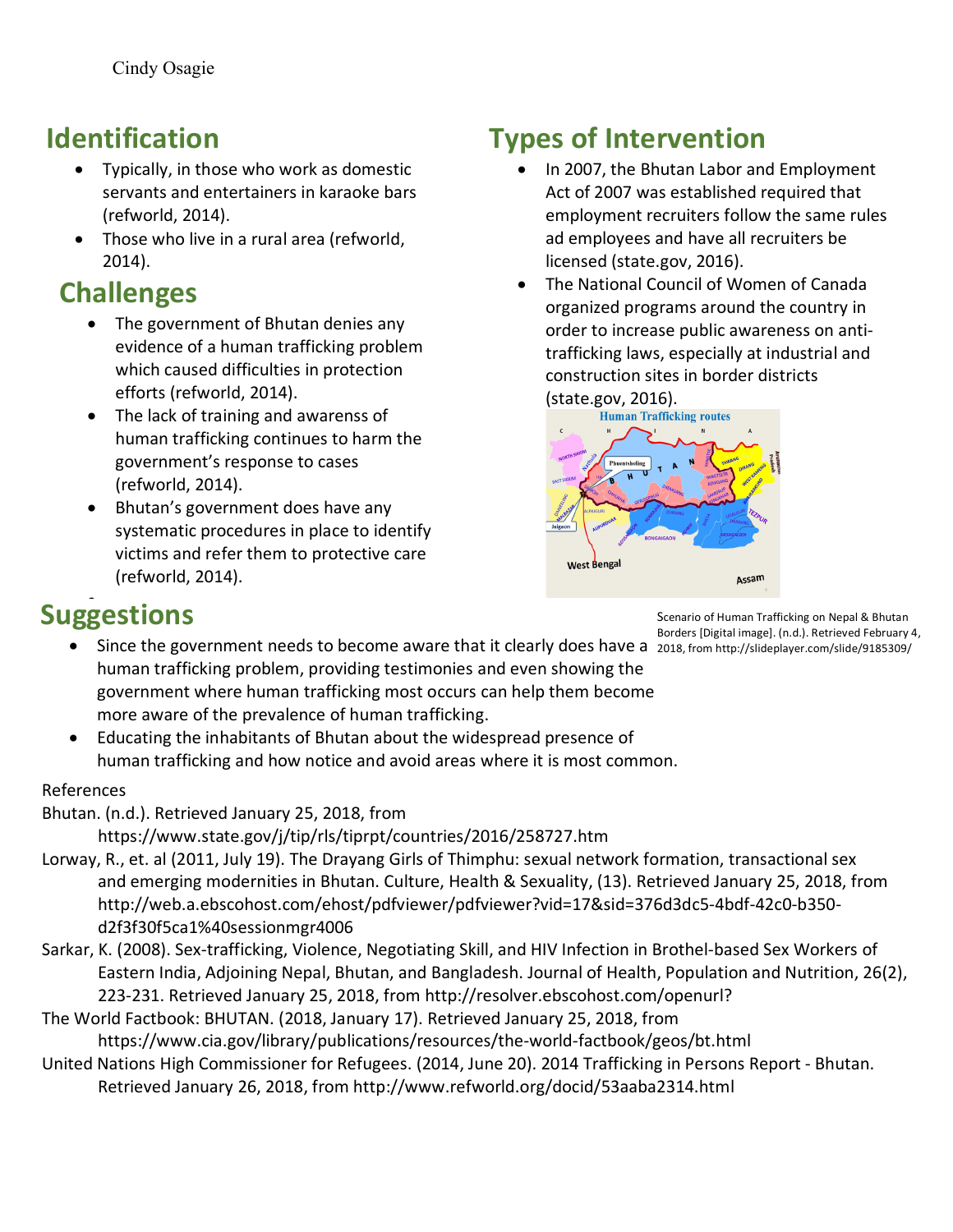Cindy Osagie

## Identification

- Typically, in those who work as domestic servants and entertainers in karaoke bars (refworld, 2014).
- Those who live in a rural area (refworld, 2014).

## Challenges

- The government of Bhutan denies any evidence of a human trafficking problem which caused difficulties in protection efforts (refworld, 2014).
- The lack of training and awarenss of human trafficking continues to harm the government's response to cases (refworld, 2014).
- Bhutan's government does have any systematic procedures in place to identify victims and refer them to protective care (refworld, 2014).

## Types of Intervention

- In 2007, the Bhutan Labor and Employment Act of 2007 was established required that employment recruiters follow the same rules ad employees and have all recruiters be licensed (state.gov, 2016).
- The National Council of Women of Canada organized programs around the country in order to increase public awareness on anti-trafficking laws, especially at industrial and construction sites in border districts (state.gov, 2016).

Human Trafficking routes

Scenario of Human Trafficking on Nepal & Bhutan Borders [Digital image]. (n.d.). Retrieved February 4, 2018, from http://slideplayer.com/slide/9185309/

## Suggestions

- Since the government needs to become aware that it clearly does have a human trafficking problem, providing testimonies and even showing the government where human trafficking most occurs can help them become more aware of the prevalence of human trafficking.
- Educating the inhabitants of Bhutan about the widespread presence of human trafficking and how notice and avoid areas where it is most common.

References

Bhutan. (n.d.). Retrieved January 25, 2018, from https://www.state.gov/j/tip/rls/tiprpt/countries/2016/258727.htm

Lorway, R., et. al (2011, July 19). The Drayang Girls of Thimphu: sexual network formation, transactional sex and emerging modernities in Bhutan. Culture, Health & Sexuality, (13). Retrieved January 25, 2018, from http://web.a.ebscohost.com/ehost/pdfviewer/pdfviewer?vid=17&sid=376d3dc5-4bdf-42c0-b350-d2f3f30f5ca1%40sessionmgr4006

Sarkar, K. (2008). Sex-trafficking, Violence, Negotiating Skill, and HIV Infection in Brothel-based Sex Workers of Eastern India, Adjoining Nepal, Bhutan, and Bangladesh. Journal of Health, Population and Nutrition, 26(2), 223-231. Retrieved January 25, 2018, from http://resolver.ebscohost.com/openurl?

The World Factbook: BHUTAN. (2018, January 17). Retrieved January 25, 2018, from https://www.cia.gov/library/publications/resources/the-world-factbook/geos/bt.html

United Nations High Commissioner for Refugees. (2014, June 20). 2014 Trafficking in Persons Report - Bhutan. Retrieved January 26, 2018, from http://www.refworld.org/docid/53aaba2314.html